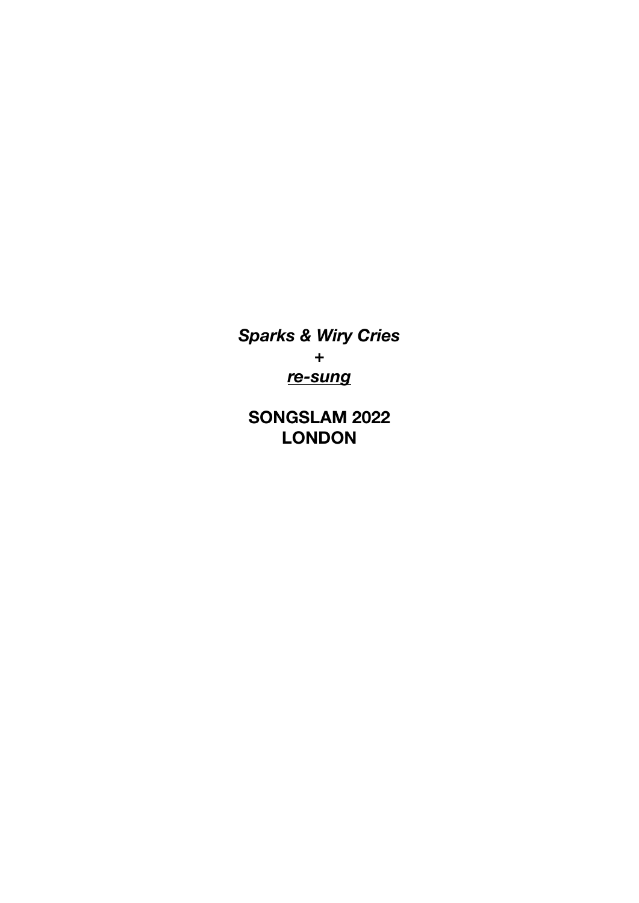***Sparks & Wiry Cries***

**+**

***<u>re-sung</u>***

**SONGSLAM 2022**
**LONDON**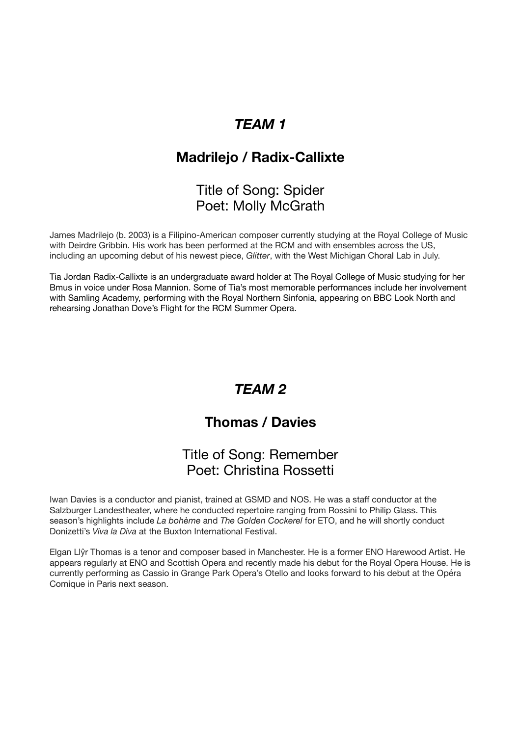## *TEAM 1*

### Madrilejo / Radix-Callixte

Title of Song: Spider
Poet: Molly McGrath

James Madrilejo (b. 2003) is a Filipino-American composer currently studying at the Royal College of Music with Deirdre Gribbin. His work has been performed at the RCM and with ensembles across the US, including an upcoming debut of his newest piece, *Glitter*, with the West Michigan Choral Lab in July.

Tia Jordan Radix-Callixte is an undergraduate award holder at The Royal College of Music studying for her Bmus in voice under Rosa Mannion. Some of Tia's most memorable performances include her involvement with Samling Academy, performing with the Royal Northern Sinfonia, appearing on BBC Look North and rehearsing Jonathan Dove's Flight for the RCM Summer Opera.

## *TEAM 2*

### Thomas / Davies

Title of Song: Remember
Poet: Christina Rossetti

Iwan Davies is a conductor and pianist, trained at GSMD and NOS. He was a staff conductor at the Salzburger Landestheater, where he conducted repertoire ranging from Rossini to Philip Glass. This season's highlights include *La bohème* and *The Golden Cockerel* for ETO, and he will shortly conduct Donizetti's *Viva la Diva* at the Buxton International Festival.

Elgan Llŷr Thomas is a tenor and composer based in Manchester. He is a former ENO Harewood Artist. He appears regularly at ENO and Scottish Opera and recently made his debut for the Royal Opera House. He is currently performing as Cassio in Grange Park Opera's Otello and looks forward to his debut at the Opéra Comique in Paris next season.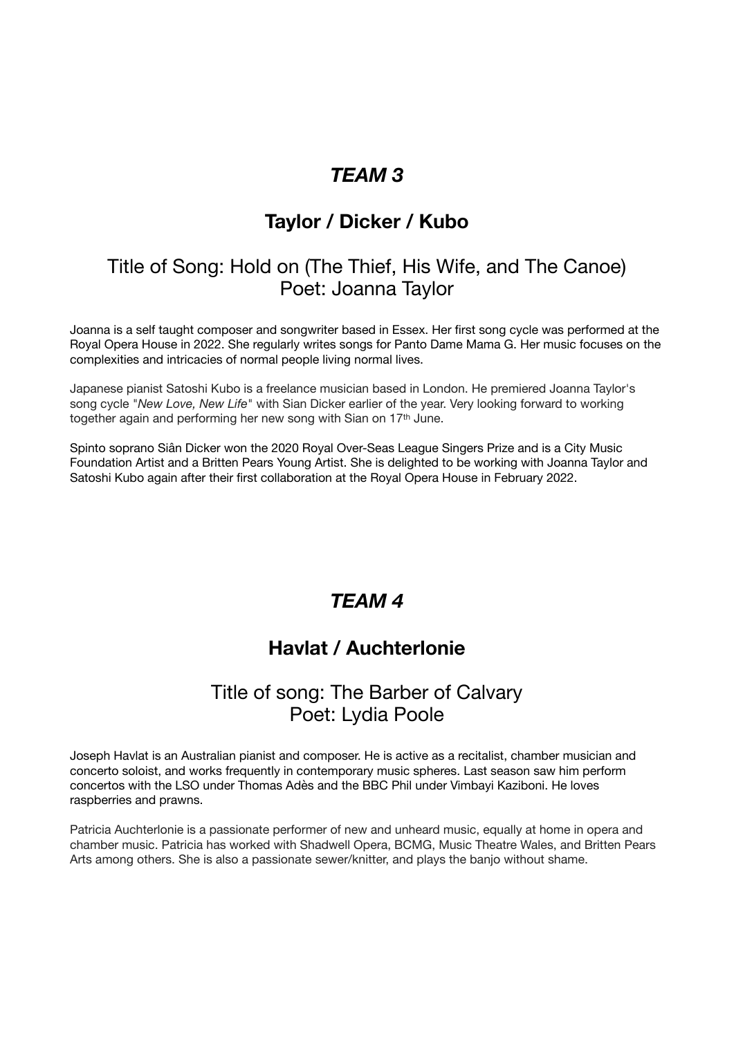## *TEAM 3*

### Taylor / Dicker / Kubo

Title of Song: Hold on (The Thief, His Wife, and The Canoe)
Poet: Joanna Taylor

Joanna is a self taught composer and songwriter based in Essex. Her first song cycle was performed at the Royal Opera House in 2022. She regularly writes songs for Panto Dame Mama G. Her music focuses on the complexities and intricacies of normal people living normal lives.

Japanese pianist Satoshi Kubo is a freelance musician based in London. He premiered Joanna Taylor's song cycle "*New Love, New Life*" with Sian Dicker earlier of the year. Very looking forward to working together again and performing her new song with Sian on 17th June.

Spinto soprano Siân Dicker won the 2020 Royal Over-Seas League Singers Prize and is a City Music Foundation Artist and a Britten Pears Young Artist. She is delighted to be working with Joanna Taylor and Satoshi Kubo again after their first collaboration at the Royal Opera House in February 2022.

## *TEAM 4*

### Havlat / Auchterlonie

Title of song: The Barber of Calvary
Poet: Lydia Poole

Joseph Havlat is an Australian pianist and composer. He is active as a recitalist, chamber musician and concerto soloist, and works frequently in contemporary music spheres. Last season saw him perform concertos with the LSO under Thomas Adès and the BBC Phil under Vimbayi Kaziboni. He loves raspberries and prawns.

Patricia Auchterlonie is a passionate performer of new and unheard music, equally at home in opera and chamber music. Patricia has worked with Shadwell Opera, BCMG, Music Theatre Wales, and Britten Pears Arts among others. She is also a passionate sewer/knitter, and plays the banjo without shame.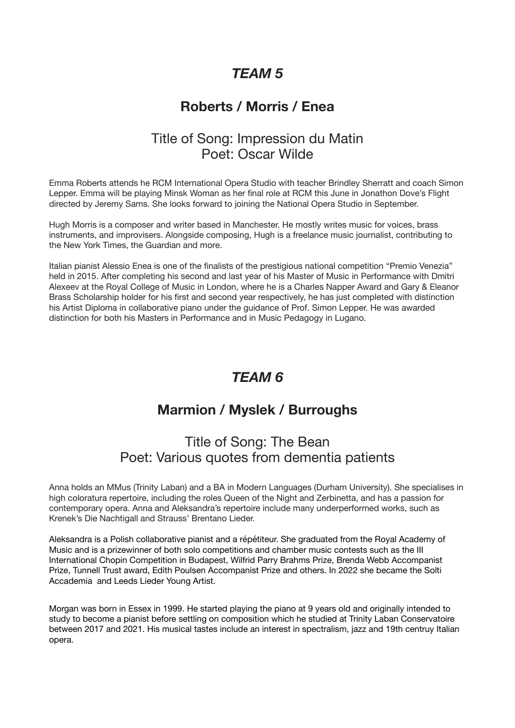## *TEAM 5*

### Roberts / Morris / Enea

Title of Song: Impression du Matin
Poet: Oscar Wilde

Emma Roberts attends he RCM International Opera Studio with teacher Brindley Sherratt and coach Simon Lepper. Emma will be playing Minsk Woman as her final role at RCM this June in Jonathon Dove's Flight directed by Jeremy Sams. She looks forward to joining the National Opera Studio in September.

Hugh Morris is a composer and writer based in Manchester. He mostly writes music for voices, brass instruments, and improvisers. Alongside composing, Hugh is a freelance music journalist, contributing to the New York Times, the Guardian and more.

Italian pianist Alessio Enea is one of the finalists of the prestigious national competition "Premio Venezia" held in 2015. After completing his second and last year of his Master of Music in Performance with Dmitri Alexeev at the Royal College of Music in London, where he is a Charles Napper Award and Gary & Eleanor Brass Scholarship holder for his first and second year respectively, he has just completed with distinction his Artist Diploma in collaborative piano under the guidance of Prof. Simon Lepper. He was awarded distinction for both his Masters in Performance and in Music Pedagogy in Lugano.

## *TEAM 6*

### Marmion / Myslek / Burroughs

Title of Song: The Bean
Poet: Various quotes from dementia patients

Anna holds an MMus (Trinity Laban) and a BA in Modern Languages (Durham University). She specialises in high coloratura repertoire, including the roles Queen of the Night and Zerbinetta, and has a passion for contemporary opera. Anna and Aleksandra's repertoire include many underperformed works, such as Krenek's Die Nachtigall and Strauss' Brentano Lieder.

Aleksandra is a Polish collaborative pianist and a répétiteur. She graduated from the Royal Academy of Music and is a prizewinner of both solo competitions and chamber music contests such as the III International Chopin Competition in Budapest, Wilfrid Parry Brahms Prize, Brenda Webb Accompanist Prize, Tunnell Trust award, Edith Poulsen Accompanist Prize and others. In 2022 she became the Solti Accademia and Leeds Lieder Young Artist.

Morgan was born in Essex in 1999. He started playing the piano at 9 years old and originally intended to study to become a pianist before settling on composition which he studied at Trinity Laban Conservatoire between 2017 and 2021. His musical tastes include an interest in spectralism, jazz and 19th centruy Italian opera.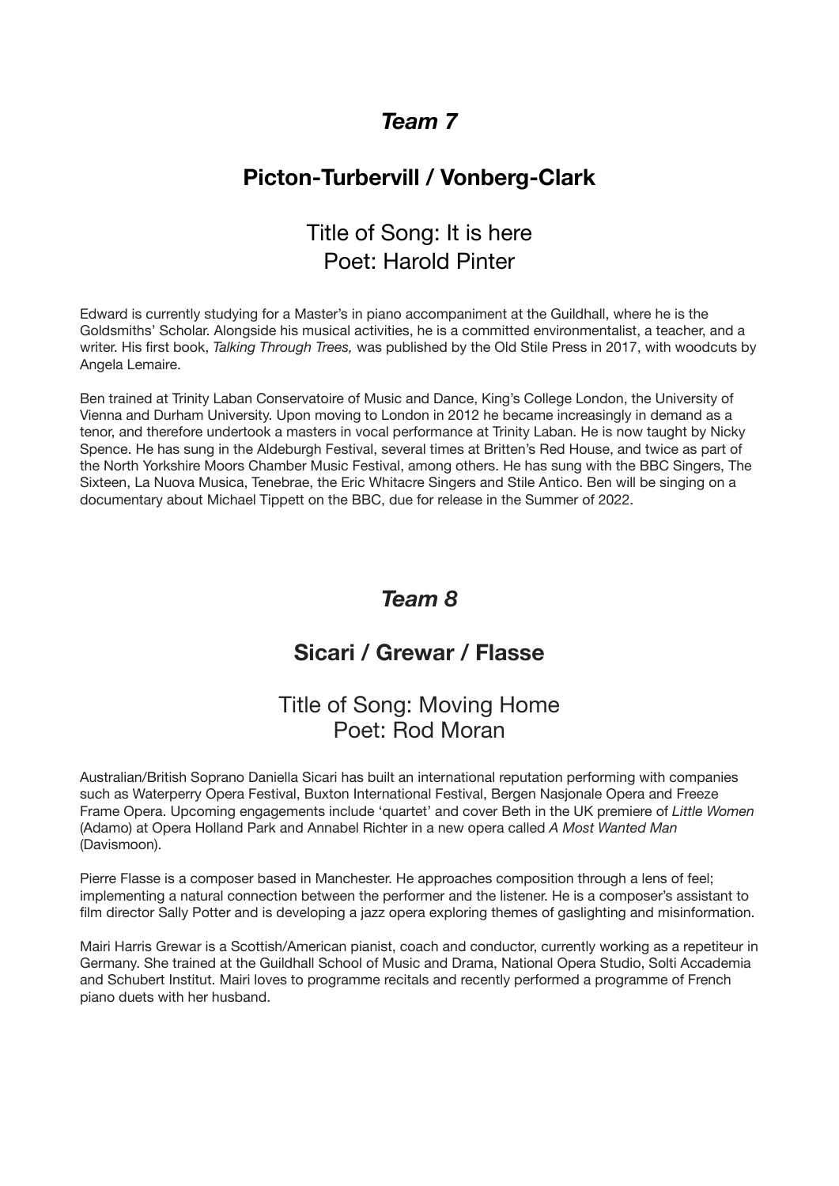## *Team 7*

### Picton-Turbervill / Vonberg-Clark

Title of Song: It is here
Poet: Harold Pinter

Edward is currently studying for a Master's in piano accompaniment at the Guildhall, where he is the Goldsmiths' Scholar. Alongside his musical activities, he is a committed environmentalist, a teacher, and a writer. His first book, *Talking Through Trees,* was published by the Old Stile Press in 2017, with woodcuts by Angela Lemaire.

Ben trained at Trinity Laban Conservatoire of Music and Dance, King's College London, the University of Vienna and Durham University. Upon moving to London in 2012 he became increasingly in demand as a tenor, and therefore undertook a masters in vocal performance at Trinity Laban. He is now taught by Nicky Spence. He has sung in the Aldeburgh Festival, several times at Britten's Red House, and twice as part of the North Yorkshire Moors Chamber Music Festival, among others. He has sung with the BBC Singers, The Sixteen, La Nuova Musica, Tenebrae, the Eric Whitacre Singers and Stile Antico. Ben will be singing on a documentary about Michael Tippett on the BBC, due for release in the Summer of 2022.

## *Team 8*

### Sicari / Grewar / Flasse

Title of Song: Moving Home
Poet: Rod Moran

Australian/British Soprano Daniella Sicari has built an international reputation performing with companies such as Waterperry Opera Festival, Buxton International Festival, Bergen Nasjonale Opera and Freeze Frame Opera. Upcoming engagements include 'quartet' and cover Beth in the UK premiere of *Little Women* (Adamo) at Opera Holland Park and Annabel Richter in a new opera called *A Most Wanted Man* (Davismoon).

Pierre Flasse is a composer based in Manchester. He approaches composition through a lens of feel; implementing a natural connection between the performer and the listener. He is a composer's assistant to film director Sally Potter and is developing a jazz opera exploring themes of gaslighting and misinformation.

Mairi Harris Grewar is a Scottish/American pianist, coach and conductor, currently working as a repetiteur in Germany. She trained at the Guildhall School of Music and Drama, National Opera Studio, Solti Accademia and Schubert Institut. Mairi loves to programme recitals and recently performed a programme of French piano duets with her husband.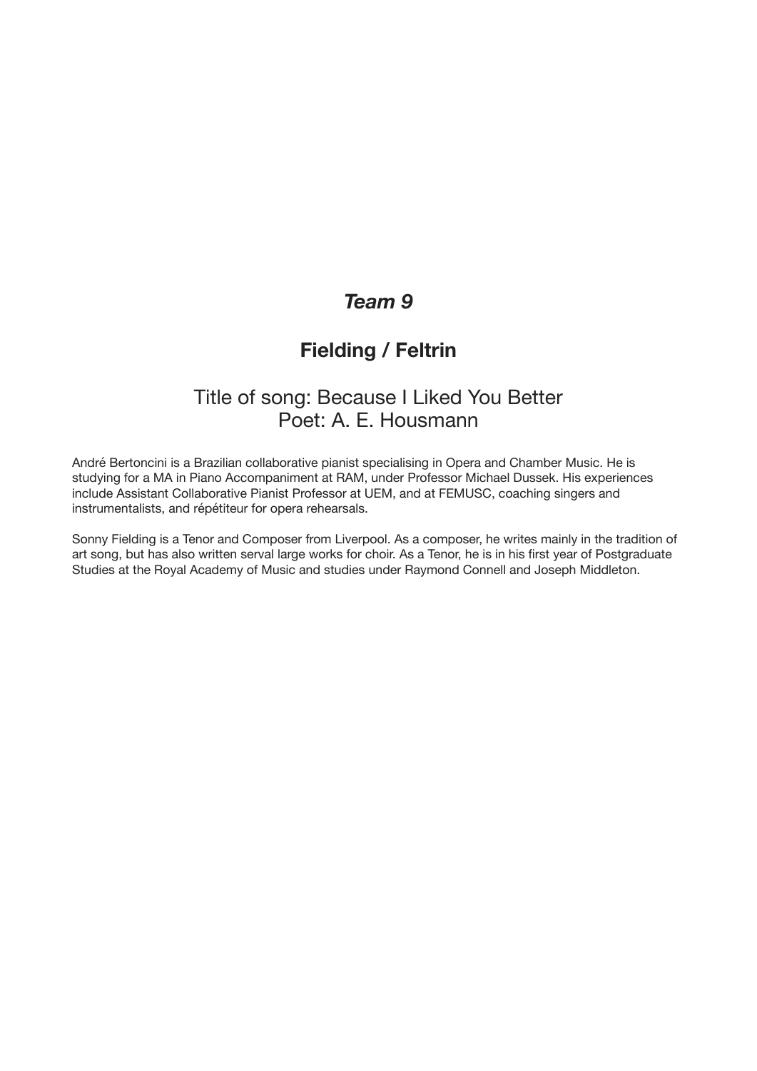## *Team 9*

## **Fielding / Feltrin**

Title of song: Because I Liked You Better
Poet: A. E. Housmann

André Bertoncini is a Brazilian collaborative pianist specialising in Opera and Chamber Music. He is studying for a MA in Piano Accompaniment at RAM, under Professor Michael Dussek. His experiences include Assistant Collaborative Pianist Professor at UEM, and at FEMUSC, coaching singers and instrumentalists, and répétiteur for opera rehearsals.

Sonny Fielding is a Tenor and Composer from Liverpool. As a composer, he writes mainly in the tradition of art song, but has also written serval large works for choir. As a Tenor, he is in his first year of Postgraduate Studies at the Royal Academy of Music and studies under Raymond Connell and Joseph Middleton.